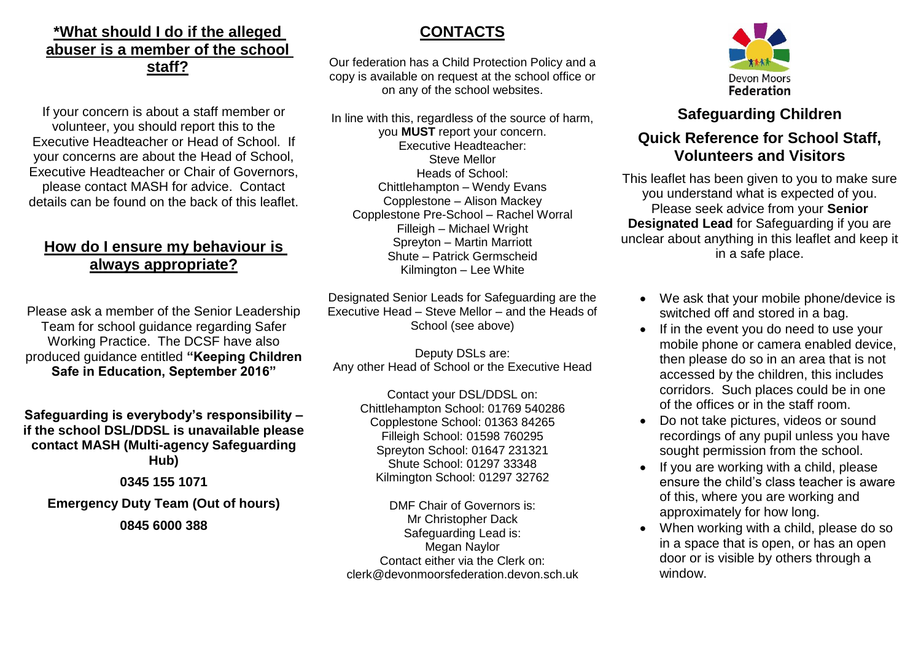## *What should I do if the alleged abuser is a member of the school staff?

If your concern is about a staff member or volunteer, you should report this to the Executive Headteacher or Head of School. If your concerns are about the Head of School, Executive Headteacher or Chair of Governors, please contact MASH for advice. Contact details can be found on the back of this leaflet.

## How do I ensure my behaviour is always appropriate?

Please ask a member of the Senior Leadership Team for school guidance regarding Safer Working Practice. The DCSF have also produced guidance entitled **"Keeping Children Safe in Education, September 2016"**

**Safeguarding is everybody's responsibility – if the school DSL/DDSL is unavailable please contact MASH (Multi-agency Safeguarding Hub)**

**0345 155 1071**

**Emergency Duty Team (Out of hours)**

**0845 6000 388**

## CONTACTS

Our federation has a Child Protection Policy and a copy is available on request at the school office or on any of the school websites.

In line with this, regardless of the source of harm, you **MUST** report your concern.
Executive Headteacher:
Steve Mellor
Heads of School:
Chittlehampton – Wendy Evans
Copplestone – Alison Mackey
Copplestone Pre-School – Rachel Worral
Filleigh – Michael Wright
Spreyton – Martin Marriott
Shute – Patrick Germscheid
Kilmington – Lee White

Designated Senior Leads for Safeguarding are the Executive Head – Steve Mellor – and the Heads of School (see above)

Deputy DSLs are:
Any other Head of School or the Executive Head

Contact your DSL/DDSL on:
Chittlehampton School: 01769 540286
Copplestone School: 01363 84265
Filleigh School: 01598 760295
Spreyton School: 01647 231321
Shute School: 01297 33348
Kilmington School: 01297 32762

DMF Chair of Governors is:
Mr Christopher Dack
Safeguarding Lead is:
Megan Naylor
Contact either via the Clerk on:
clerk@devonmoorsfederation.devon.sch.uk

Devon Moors **Federation**

## Safeguarding Children

## Quick Reference for School Staff, Volunteers and Visitors

This leaflet has been given to you to make sure you understand what is expected of you. Please seek advice from your **Senior Designated Lead** for Safeguarding if you are unclear about anything in this leaflet and keep it in a safe place.

- We ask that your mobile phone/device is switched off and stored in a bag.
- If in the event you do need to use your mobile phone or camera enabled device, then please do so in an area that is not accessed by the children, this includes corridors. Such places could be in one of the offices or in the staff room.
- Do not take pictures, videos or sound recordings of any pupil unless you have sought permission from the school.
- If you are working with a child, please ensure the child's class teacher is aware of this, where you are working and approximately for how long.
- When working with a child, please do so in a space that is open, or has an open door or is visible by others through a window.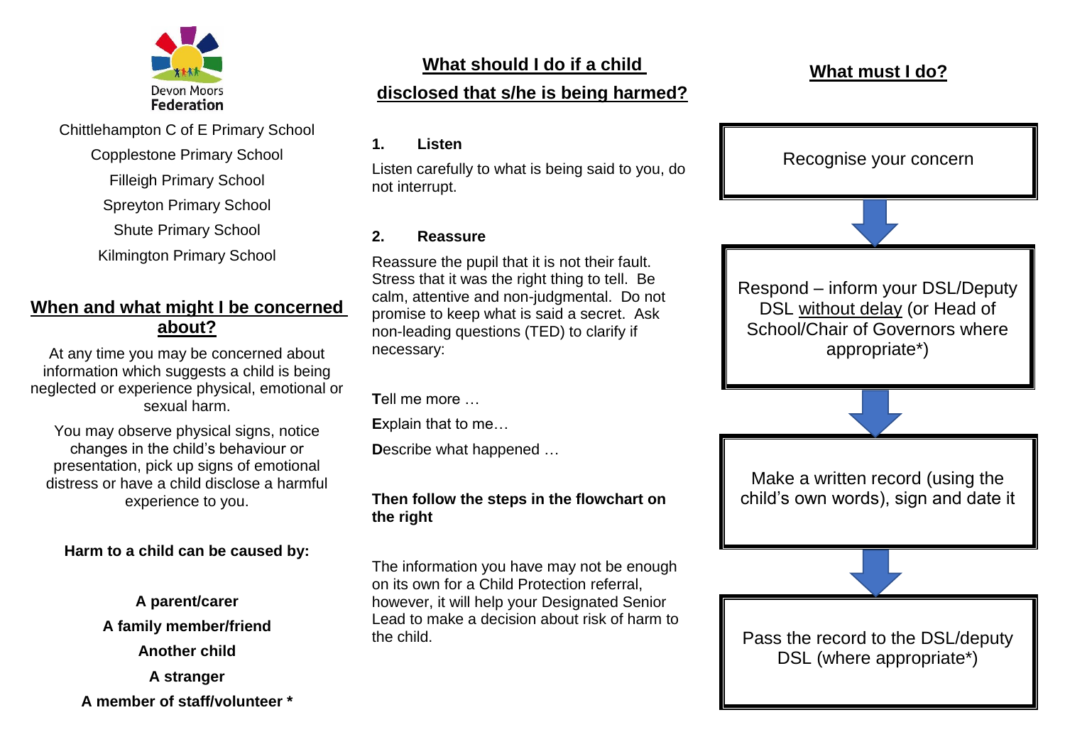Devon Moors Federation

Chittlehampton C of E Primary School

Copplestone Primary School

Filleigh Primary School

Spreyton Primary School

Shute Primary School

Kilmington Primary School

## When and what might I be concerned about?

At any time you may be concerned about information which suggests a child is being neglected or experience physical, emotional or sexual harm.

You may observe physical signs, notice changes in the child's behaviour or presentation, pick up signs of emotional distress or have a child disclose a harmful experience to you.

**Harm to a child can be caused by:**

**A parent/carer**

**A family member/friend**

**Another child**

**A stranger**

**A member of staff/volunteer ***

## What should I do if a child disclosed that s/he is being harmed?

**1. Listen**

Listen carefully to what is being said to you, do not interrupt.

**2. Reassure**

Reassure the pupil that it is not their fault. Stress that it was the right thing to tell. Be calm, attentive and non-judgmental. Do not promise to keep what is said a secret. Ask non-leading questions (TED) to clarify if necessary:

**T**ell me more …

**E**xplain that to me…

**D**escribe what happened …

**Then follow the steps in the flowchart on the right**

The information you have may not be enough on its own for a Child Protection referral, however, it will help your Designated Senior Lead to make a decision about risk of harm to the child.

## What must I do?

Recognise your concern

↓

Respond – inform your DSL/Deputy DSL without delay (or Head of School/Chair of Governors where appropriate*)

↓

Make a written record (using the child's own words), sign and date it

↓

Pass the record to the DSL/deputy DSL (where appropriate*)